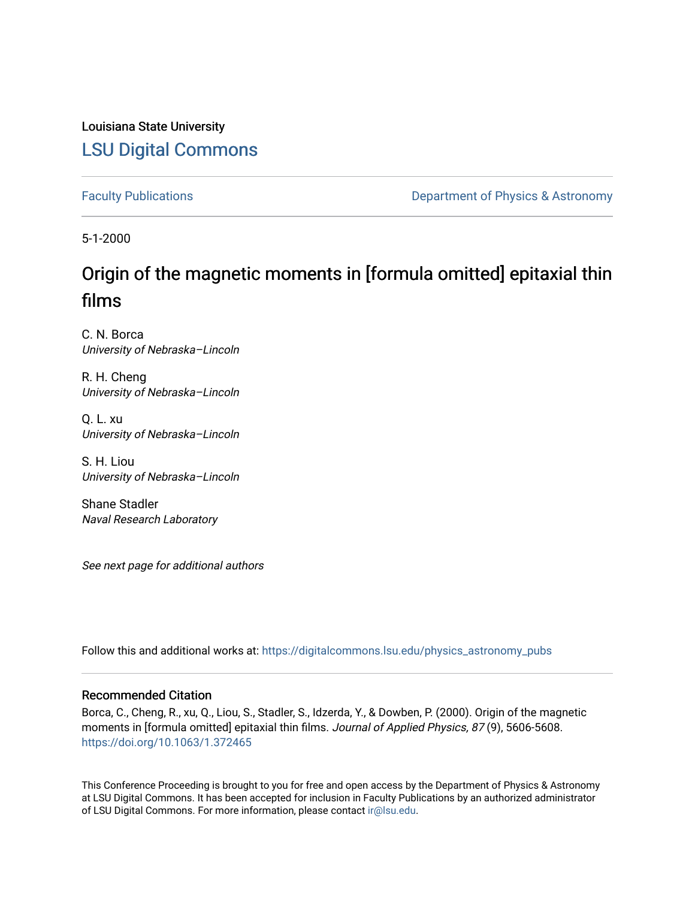Louisiana State University

## LSU Digital Commons

Faculty Publications | Department of Physics & Astronomy

5-1-2000

# Origin of the magnetic moments in [formula omitted] epitaxial thin films

C. N. Borca
*University of Nebraska–Lincoln*

R. H. Cheng
*University of Nebraska–Lincoln*

Q. L. xu
*University of Nebraska–Lincoln*

S. H. Liou
*University of Nebraska–Lincoln*

Shane Stadler
*Naval Research Laboratory*

*See next page for additional authors*

Follow this and additional works at: https://digitalcommons.lsu.edu/physics_astronomy_pubs

### Recommended Citation

Borca, C., Cheng, R., xu, Q., Liou, S., Stadler, S., Idzerda, Y., & Dowben, P. (2000). Origin of the magnetic moments in [formula omitted] epitaxial thin films. *Journal of Applied Physics, 87* (9), 5606-5608. https://doi.org/10.1063/1.372465

This Conference Proceeding is brought to you for free and open access by the Department of Physics & Astronomy at LSU Digital Commons. It has been accepted for inclusion in Faculty Publications by an authorized administrator of LSU Digital Commons. For more information, please contact ir@lsu.edu.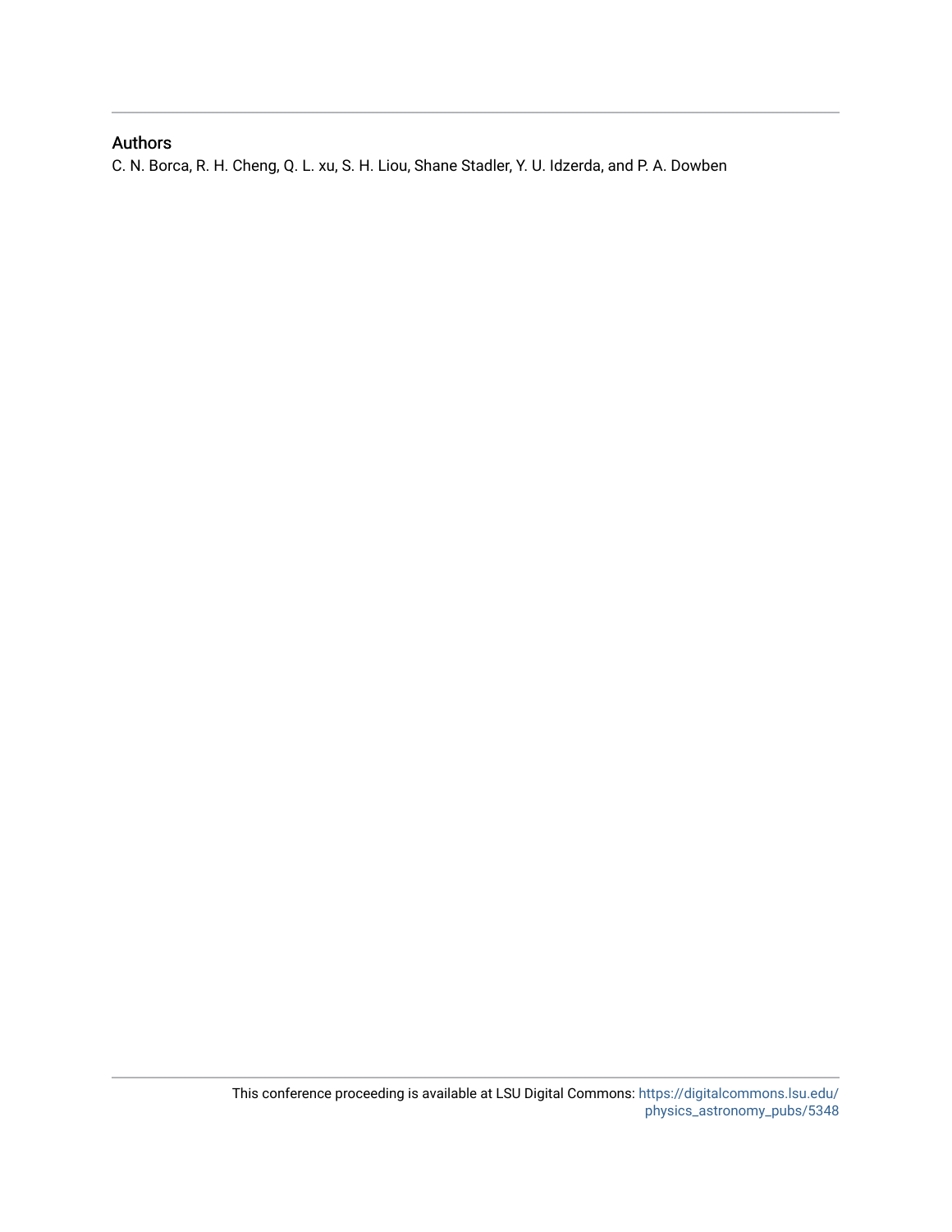## Authors

C. N. Borca, R. H. Cheng, Q. L. xu, S. H. Liou, Shane Stadler, Y. U. Idzerda, and P. A. Dowben

This conference proceeding is available at LSU Digital Commons: https://digitalcommons.lsu.edu/physics_astronomy_pubs/5348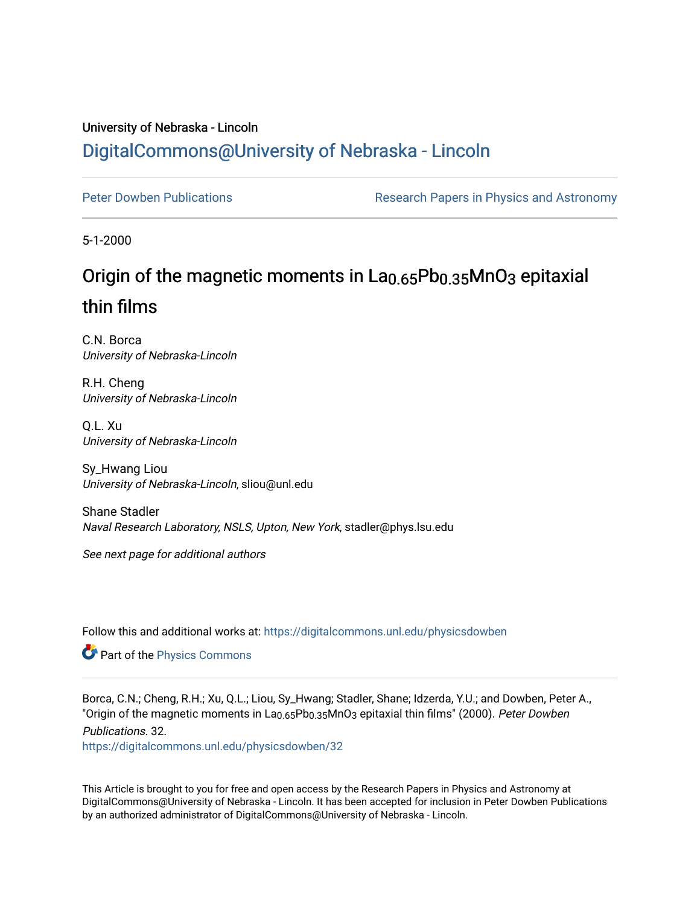University of Nebraska - Lincoln

# DigitalCommons@University of Nebraska - Lincoln

Peter Dowben Publications | Research Papers in Physics and Astronomy

5-1-2000

# Origin of the magnetic moments in $La_{0.65}Pb_{0.35}MnO_3$ epitaxial thin films

C.N. Borca
*University of Nebraska-Lincoln*

R.H. Cheng
*University of Nebraska-Lincoln*

Q.L. Xu
*University of Nebraska-Lincoln*

Sy_Hwang Liou
*University of Nebraska-Lincoln*, sliou@unl.edu

Shane Stadler
*Naval Research Laboratory, NSLS, Upton, New York*, stadler@phys.lsu.edu

*See next page for additional authors*

Follow this and additional works at: https://digitalcommons.unl.edu/physicsdowben

Part of the Physics Commons

Borca, C.N.; Cheng, R.H.; Xu, Q.L.; Liou, Sy_Hwang; Stadler, Shane; Idzerda, Y.U.; and Dowben, Peter A., "Origin of the magnetic moments in $La_{0.65}Pb_{0.35}MnO_3$ epitaxial thin films" (2000). *Peter Dowben Publications*. 32.
https://digitalcommons.unl.edu/physicsdowben/32

This Article is brought to you for free and open access by the Research Papers in Physics and Astronomy at DigitalCommons@University of Nebraska - Lincoln. It has been accepted for inclusion in Peter Dowben Publications by an authorized administrator of DigitalCommons@University of Nebraska - Lincoln.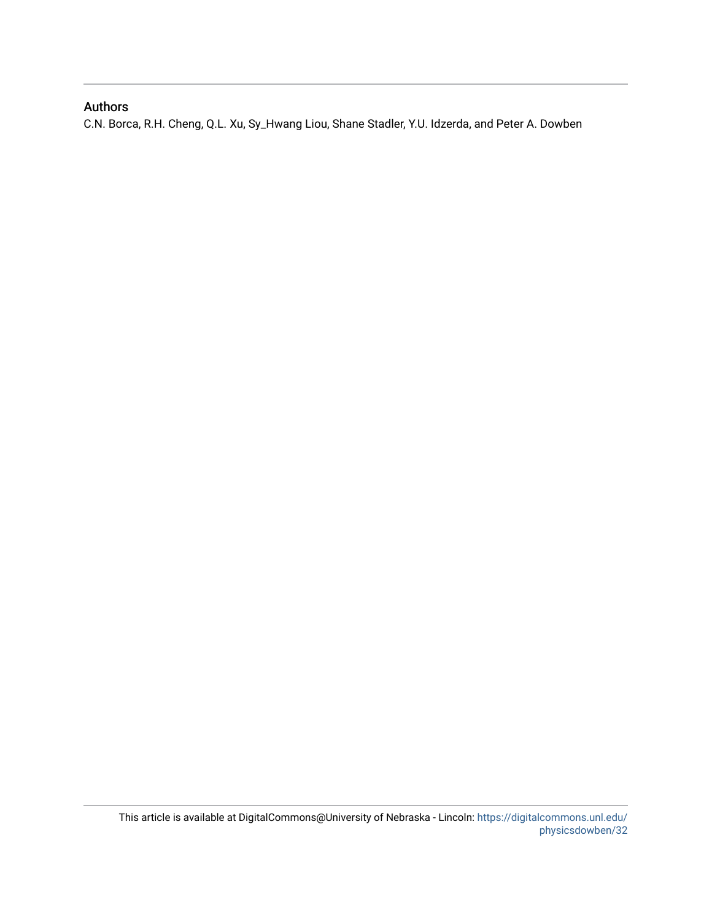## Authors

C.N. Borca, R.H. Cheng, Q.L. Xu, Sy_Hwang Liou, Shane Stadler, Y.U. Idzerda, and Peter A. Dowben

This article is available at DigitalCommons@University of Nebraska - Lincoln: https://digitalcommons.unl.edu/physicsdowben/32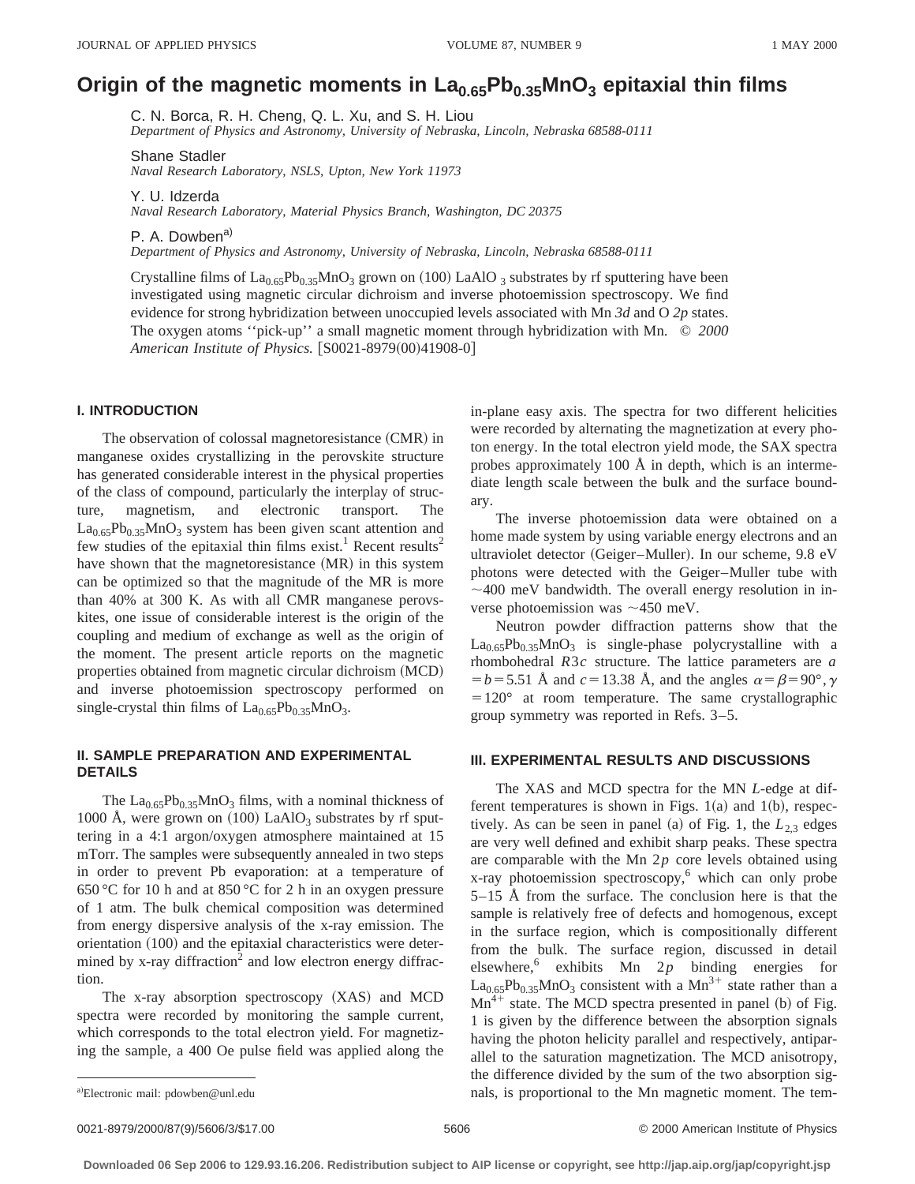# Origin of the magnetic moments in $La_{0.65}Pb_{0.35}MnO_3$ epitaxial thin films

C. N. Borca, R. H. Cheng, Q. L. Xu, and S. H. Liou
*Department of Physics and Astronomy, University of Nebraska, Lincoln, Nebraska 68588-0111*

Shane Stadler
*Naval Research Laboratory, NSLS, Upton, New York 11973*

Y. U. Idzerda
*Naval Research Laboratory, Material Physics Branch, Washington, DC 20375*

P. A. Dowben[a)]
*Department of Physics and Astronomy, University of Nebraska, Lincoln, Nebraska 68588-0111*

Crystalline films of $La_{0.65}Pb_{0.35}MnO_3$ grown on (100) $LaAlO_3$ substrates by rf sputtering have been investigated using magnetic circular dichroism and inverse photoemission spectroscopy. We find evidence for strong hybridization between unoccupied levels associated with Mn *3d* and O *2p* states. The oxygen atoms ''pick-up'' a small magnetic moment through hybridization with Mn. © *2000 American Institute of Physics.* [S0021-8979(00)41908-0]

## I. INTRODUCTION

The observation of colossal magnetoresistance (CMR) in manganese oxides crystallizing in the perovskite structure has generated considerable interest in the physical properties of the class of compound, particularly the interplay of structure, magnetism, and electronic transport. The $La_{0.65}Pb_{0.35}MnO_3$ system has been given scant attention and few studies of the epitaxial thin films exist.[1] Recent results[2] have shown that the magnetoresistance (MR) in this system can be optimized so that the magnitude of the MR is more than 40% at 300 K. As with all CMR manganese perovskites, one issue of considerable interest is the origin of the coupling and medium of exchange as well as the origin of the moment. The present article reports on the magnetic properties obtained from magnetic circular dichroism (MCD) and inverse photoemission spectroscopy performed on single-crystal thin films of $La_{0.65}Pb_{0.35}MnO_3$.

## II. SAMPLE PREPARATION AND EXPERIMENTAL DETAILS

The $La_{0.65}Pb_{0.35}MnO_3$ films, with a nominal thickness of 1000 Å, were grown on (100) $LaAlO_3$ substrates by rf sputtering in a 4:1 argon/oxygen atmosphere maintained at 15 mTorr. The samples were subsequently annealed in two steps in order to prevent Pb evaporation: at a temperature of 650 °C for 10 h and at 850 °C for 2 h in an oxygen pressure of 1 atm. The bulk chemical composition was determined from energy dispersive analysis of the x-ray emission. The orientation (100) and the epitaxial characteristics were determined by x-ray diffraction[2] and low electron energy diffraction.

The x-ray absorption spectroscopy (XAS) and MCD spectra were recorded by monitoring the sample current, which corresponds to the total electron yield. For magnetizing the sample, a 400 Oe pulse field was applied along the in-plane easy axis. The spectra for two different helicities were recorded by alternating the magnetization at every photon energy. In the total electron yield mode, the SAX spectra probes approximately 100 Å in depth, which is an intermediate length scale between the bulk and the surface boundary.

The inverse photoemission data were obtained on a home made system by using variable energy electrons and an ultraviolet detector (Geiger–Muller). In our scheme, 9.8 eV photons were detected with the Geiger–Muller tube with ~400 meV bandwidth. The overall energy resolution in inverse photoemission was ~450 meV.

Neutron powder diffraction patterns show that the $La_{0.65}Pb_{0.35}MnO_3$ is single-phase polycrystalline with a rhombohedral $R3c$ structure. The lattice parameters are $a = b = 5.51$ Å and $c = 13.38$ Å, and the angles $\alpha = \beta = 90°, \gamma = 120°$ at room temperature. The same crystallographic group symmetry was reported in Refs. 3–5.

## III. EXPERIMENTAL RESULTS AND DISCUSSIONS

The XAS and MCD spectra for the MN *L*-edge at different temperatures is shown in Figs. 1(a) and 1(b), respectively. As can be seen in panel (a) of Fig. 1, the $L_{2,3}$ edges are very well defined and exhibit sharp peaks. These spectra are comparable with the Mn $2p$ core levels obtained using x-ray photoemission spectroscopy,[6] which can only probe 5–15 Å from the surface. The conclusion here is that the sample is relatively free of defects and homogenous, except in the surface region, which is compositionally different from the bulk. The surface region, discussed in detail elsewhere,[6] exhibits Mn $2p$ binding energies for $La_{0.65}Pb_{0.35}MnO_3$ consistent with a $Mn^{3+}$ state rather than a $Mn^{4+}$ state. The MCD spectra presented in panel (b) of Fig. 1 is given by the difference between the absorption signals having the photon helicity parallel and respectively, antiparallel to the saturation magnetization. The MCD anisotropy, the difference divided by the sum of the two absorption signals, is proportional to the Mn magnetic moment. The tem-

a)Electronic mail: pdowben@unl.edu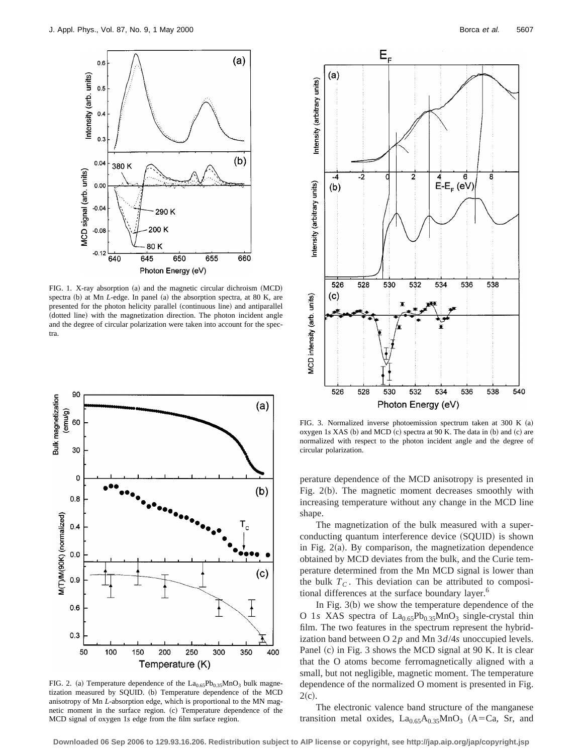FIG. 1. X-ray absorption (a) and the magnetic circular dichroism (MCD) spectra (b) at Mn *L*-edge. In panel (a) the absorption spectra, at 80 K, are presented for the photon helicity parallel (continuous line) and antiparallel (dotted line) with the magnetization direction. The photon incident angle and the degree of circular polarization were taken into account for the spectra.

FIG. 2. (a) Temperature dependence of the $La_{0.65}Pb_{0.35}MnO_3$ bulk magnetization measured by SQUID. (b) Temperature dependence of the MCD anisotropy of Mn *L*-absorption edge, which is proportional to the MN magnetic moment in the surface region. (c) Temperature dependence of the MCD signal of oxygen 1*s* edge from the film surface region.

FIG. 3. Normalized inverse photoemission spectrum taken at 300 K (a) oxygen 1*s* XAS (b) and MCD (c) spectra at 90 K. The data in (b) and (c) are normalized with respect to the photon incident angle and the degree of circular polarization.

perature dependence of the MCD anisotropy is presented in Fig. 2(b). The magnetic moment decreases smoothly with increasing temperature without any change in the MCD line shape.

The magnetization of the bulk measured with a superconducting quantum interference device (SQUID) is shown in Fig. 2(a). By comparison, the magnetization dependence obtained by MCD deviates from the bulk, and the Curie temperature determined from the Mn MCD signal is lower than the bulk $T_C$. This deviation can be attributed to compositional differences at the surface boundary layer.[6]

In Fig. 3(b) we show the temperature dependence of the O 1*s* XAS spectra of $La_{0.65}Pb_{0.35}MnO_3$ single-crystal thin film. The two features in the spectrum represent the hybridization band between O 2*p* and Mn 3*d*/4*s* unoccupied levels. Panel (c) in Fig. 3 shows the MCD signal at 90 K. It is clear that the O atoms become ferromagnetically aligned with a small, but not negligible, magnetic moment. The temperature dependence of the normalized O moment is presented in Fig. 2(c).

The electronic valence band structure of the manganese transition metal oxides, $La_{0.65}A_{0.35}MnO_3$ (A=Ca, Sr, and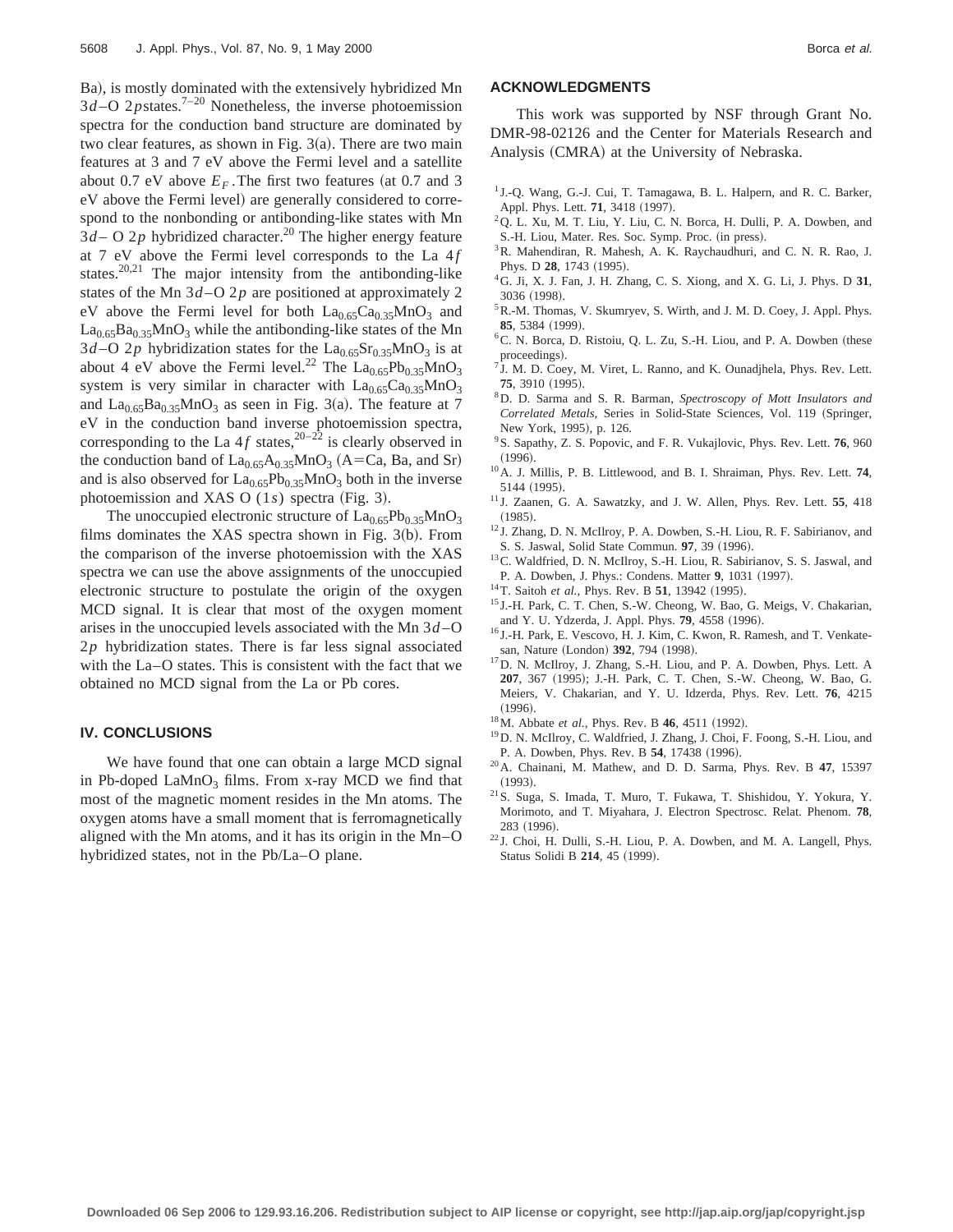Ba), is mostly dominated with the extensively hybridized Mn $3d$–O $2p$states.[7–20] Nonetheless, the inverse photoemission spectra for the conduction band structure are dominated by two clear features, as shown in Fig. 3(a). There are two main features at 3 and 7 eV above the Fermi level and a satellite about 0.7 eV above $E_F$. The first two features (at 0.7 and 3 eV above the Fermi level) are generally considered to correspond to the nonbonding or antibonding-like states with Mn $3d$– O $2p$ hybridized character.[20] The higher energy feature at 7 eV above the Fermi level corresponds to the La $4f$ states.[20,21] The major intensity from the antibonding-like states of the Mn $3d$–O $2p$ are positioned at approximately 2 eV above the Fermi level for both $La_{0.65}Ca_{0.35}MnO_3$ and $La_{0.65}Ba_{0.35}MnO_3$ while the antibonding-like states of the Mn $3d$–O $2p$ hybridization states for the $La_{0.65}Sr_{0.35}MnO_3$ is at about 4 eV above the Fermi level.[22] The $La_{0.65}Pb_{0.35}MnO_3$ system is very similar in character with $La_{0.65}Ca_{0.35}MnO_3$ and $La_{0.65}Ba_{0.35}MnO_3$ as seen in Fig. 3(a). The feature at 7 eV in the conduction band inverse photoemission spectra, corresponding to the La $4f$ states,[20–22] is clearly observed in the conduction band of $La_{0.65}A_{0.35}MnO_3$ (A=Ca, Ba, and Sr) and is also observed for $La_{0.65}Pb_{0.35}MnO_3$ both in the inverse photoemission and XAS O ($1s$) spectra (Fig. 3).

The unoccupied electronic structure of $La_{0.65}Pb_{0.35}MnO_3$ films dominates the XAS spectra shown in Fig. 3(b). From the comparison of the inverse photoemission with the XAS spectra we can use the above assignments of the unoccupied electronic structure to postulate the origin of the oxygen MCD signal. It is clear that most of the oxygen moment arises in the unoccupied levels associated with the Mn $3d$–O $2p$ hybridization states. There is far less signal associated with the La–O states. This is consistent with the fact that we obtained no MCD signal from the La or Pb cores.

## IV. CONCLUSIONS

We have found that one can obtain a large MCD signal in Pb-doped $LaMnO_3$ films. From x-ray MCD we find that most of the magnetic moment resides in the Mn atoms. The oxygen atoms have a small moment that is ferromagnetically aligned with the Mn atoms, and it has its origin in the Mn–O hybridized states, not in the Pb/La–O plane.

## ACKNOWLEDGMENTS

This work was supported by NSF through Grant No. DMR-98-02126 and the Center for Materials Research and Analysis (CMRA) at the University of Nebraska.

[1] J.-Q. Wang, G.-J. Cui, T. Tamagawa, B. L. Halpern, and R. C. Barker, Appl. Phys. Lett. **71**, 3418 (1997).
[2] Q. L. Xu, M. T. Liu, Y. Liu, C. N. Borca, H. Dulli, P. A. Dowben, and S.-H. Liou, Mater. Res. Soc. Symp. Proc. (in press).
[3] R. Mahendiran, R. Mahesh, A. K. Raychaudhuri, and C. N. R. Rao, J. Phys. D **28**, 1743 (1995).
[4] G. Ji, X. J. Fan, J. H. Zhang, C. S. Xiong, and X. G. Li, J. Phys. D **31**, 3036 (1998).
[5] R.-M. Thomas, V. Skumryev, S. Wirth, and J. M. D. Coey, J. Appl. Phys. **85**, 5384 (1999).
[6] C. N. Borca, D. Ristoiu, Q. L. Zu, S.-H. Liou, and P. A. Dowben (these proceedings).
[7] J. M. D. Coey, M. Viret, L. Ranno, and K. Ounadjhela, Phys. Rev. Lett. **75**, 3910 (1995).
[8] D. D. Sarma and S. R. Barman, *Spectroscopy of Mott Insulators and Correlated Metals*, Series in Solid-State Sciences, Vol. 119 (Springer, New York, 1995), p. 126.
[9] S. Sapathy, Z. S. Popovic, and F. R. Vukajlovic, Phys. Rev. Lett. **76**, 960 (1996).
[10] A. J. Millis, P. B. Littlewood, and B. I. Shraiman, Phys. Rev. Lett. **74**, 5144 (1995).
[11] J. Zaanen, G. A. Sawatzky, and J. W. Allen, Phys. Rev. Lett. **55**, 418 (1985).
[12] J. Zhang, D. N. McIlroy, P. A. Dowben, S.-H. Liou, R. F. Sabirianov, and S. S. Jaswal, Solid State Commun. **97**, 39 (1996).
[13] C. Waldfried, D. N. McIlroy, S.-H. Liou, R. Sabirianov, S. S. Jaswal, and P. A. Dowben, J. Phys.: Condens. Matter **9**, 1031 (1997).
[14] T. Saitoh *et al.*, Phys. Rev. B **51**, 13942 (1995).
[15] J.-H. Park, C. T. Chen, S.-W. Cheong, W. Bao, G. Meigs, V. Chakarian, and Y. U. Ydzerda, J. Appl. Phys. **79**, 4558 (1996).
[16] J.-H. Park, E. Vescovo, H. J. Kim, C. Kwon, R. Ramesh, and T. Venkatesan, Nature (London) **392**, 794 (1998).
[17] D. N. McIlroy, J. Zhang, S.-H. Liou, and P. A. Dowben, Phys. Lett. A **207**, 367 (1995); J.-H. Park, C. T. Chen, S.-W. Cheong, W. Bao, G. Meiers, V. Chakarian, and Y. U. Idzerda, Phys. Rev. Lett. **76**, 4215 (1996).
[18] M. Abbate *et al.*, Phys. Rev. B **46**, 4511 (1992).
[19] D. N. McIlroy, C. Waldfried, J. Zhang, J. Choi, F. Foong, S.-H. Liou, and P. A. Dowben, Phys. Rev. B **54**, 17438 (1996).
[20] A. Chainani, M. Mathew, and D. D. Sarma, Phys. Rev. B **47**, 15397 (1993).
[21] S. Suga, S. Imada, T. Muro, T. Fukawa, T. Shishidou, Y. Yokura, Y. Morimoto, and T. Miyahara, J. Electron Spectrosc. Relat. Phenom. **78**, 283 (1996).
[22] J. Choi, H. Dulli, S.-H. Liou, P. A. Dowben, and M. A. Langell, Phys. Status Solidi B **214**, 45 (1999).